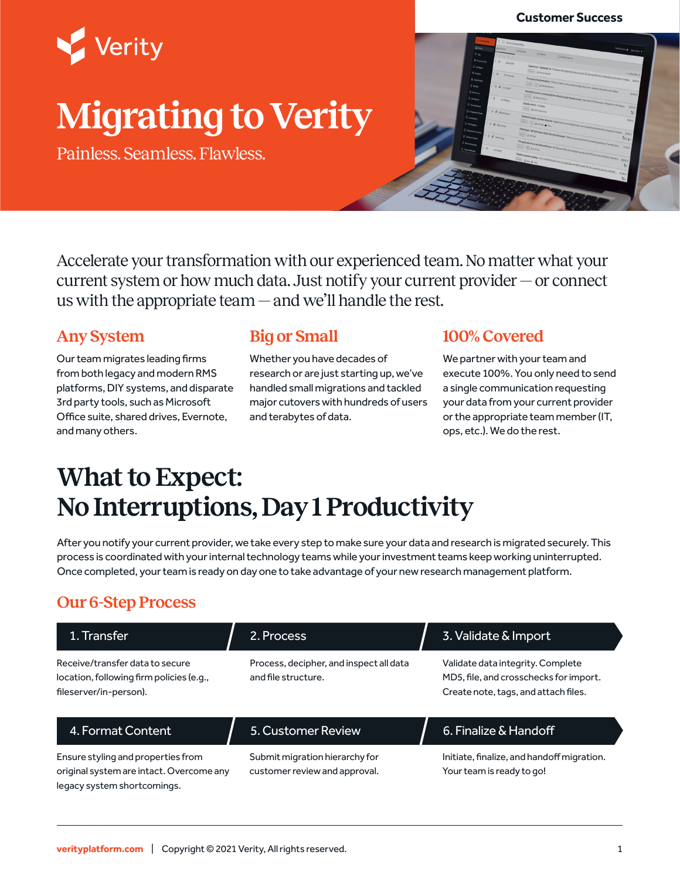Customer Success

Verity

# Migrating to Verity

Painless. Seamless. Flawless.

Accelerate your transformation with our experienced team. No matter what your current system or how much data. Just notify your current provider — or connect us with the appropriate team — and we'll handle the rest.

### Any System

Our team migrates leading firms from both legacy and modern RMS platforms, DIY systems, and disparate 3rd party tools, such as Microsoft Office suite, shared drives, Evernote, and many others.

### Big or Small

Whether you have decades of research or are just starting up, we've handled small migrations and tackled major cutovers with hundreds of users and terabytes of data.

### 100% Covered

We partner with your team and execute 100%. You only need to send a single communication requesting your data from your current provider or the appropriate team member (IT, ops, etc.). We do the rest.

## What to Expect: No Interruptions, Day 1 Productivity

After you notify your current provider, we take every step to make sure your data and research is migrated securely. This process is coordinated with your internal technology teams while your investment teams keep working uninterrupted. Once completed, your team is ready on day one to take advantage of your new research management platform.

### Our 6-Step Process

**1. Transfer**

Receive/transfer data to secure location, following firm policies (e.g., fileserver/in-person).

**2. Process**

Process, decipher, and inspect all data and file structure.

**3. Validate & Import**

Validate data integrity. Complete MD5, file, and crosschecks for import. Create note, tags, and attach files.

**4. Format Content**

Ensure styling and properties from original system are intact. Overcome any legacy system shortcomings.

**5. Customer Review**

Submit migration hierarchy for customer review and approval.

**6. Finalize & Handoff**

Initiate, finalize, and handoff migration. Your team is ready to go!

verityplatform.com | Copyright © 2021 Verity, All rights reserved.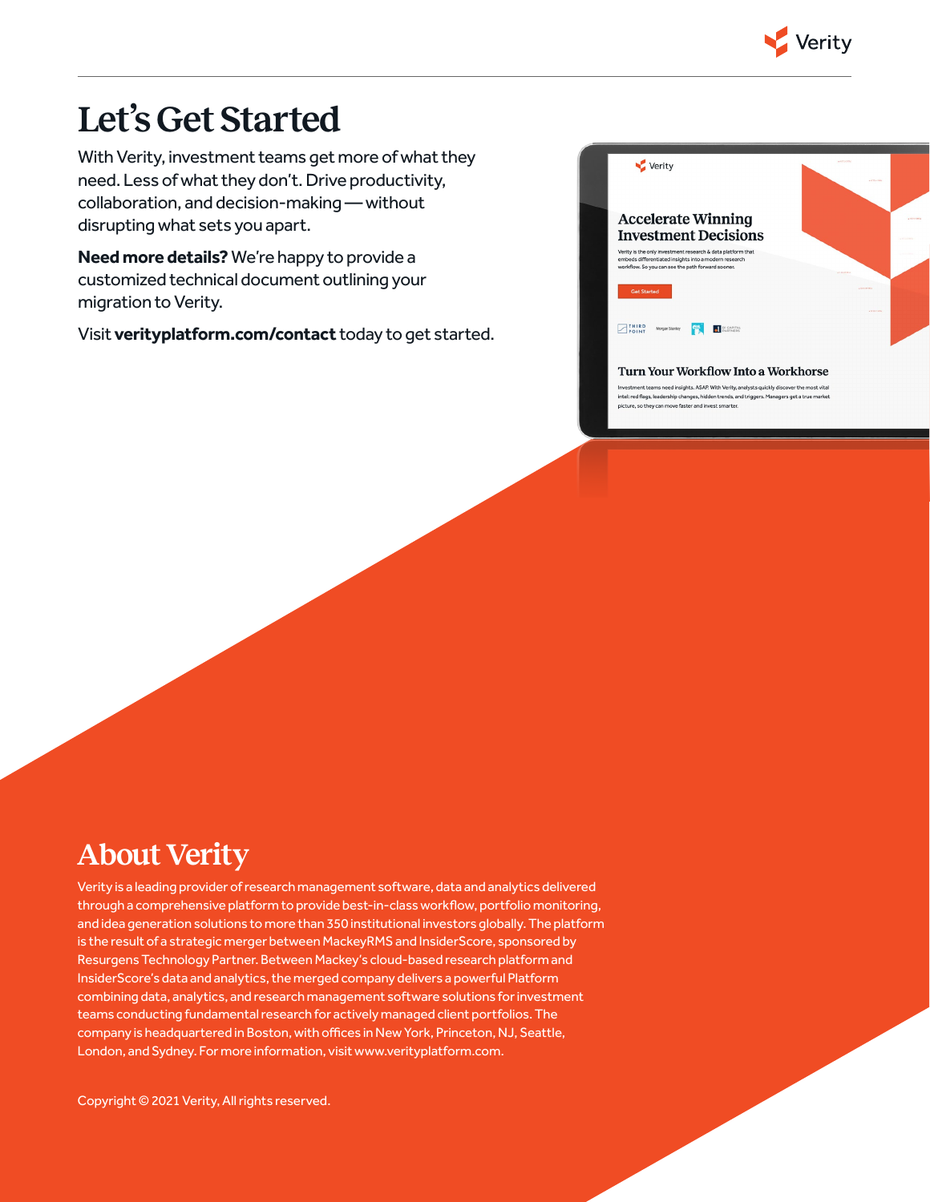# Let's Get Started

With Verity, investment teams get more of what they need. Less of what they don't. Drive productivity, collaboration, and decision-making — without disrupting what sets you apart.

**Need more details?** We're happy to provide a customized technical document outlining your migration to Verity.

Visit **verityplatform.com/contact** today to get started.

## About Verity

Verity is a leading provider of research management software, data and analytics delivered through a comprehensive platform to provide best-in-class workflow, portfolio monitoring, and idea generation solutions to more than 350 institutional investors globally. The platform is the result of a strategic merger between MackeyRMS and InsiderScore, sponsored by Resurgens Technology Partner. Between Mackey's cloud-based research platform and InsiderScore's data and analytics, the merged company delivers a powerful Platform combining data, analytics, and research management software solutions for investment teams conducting fundamental research for actively managed client portfolios. The company is headquartered in Boston, with offices in New York, Princeton, NJ, Seattle, London, and Sydney. For more information, visit www.verityplatform.com.

Copyright © 2021 Verity, All rights reserved.